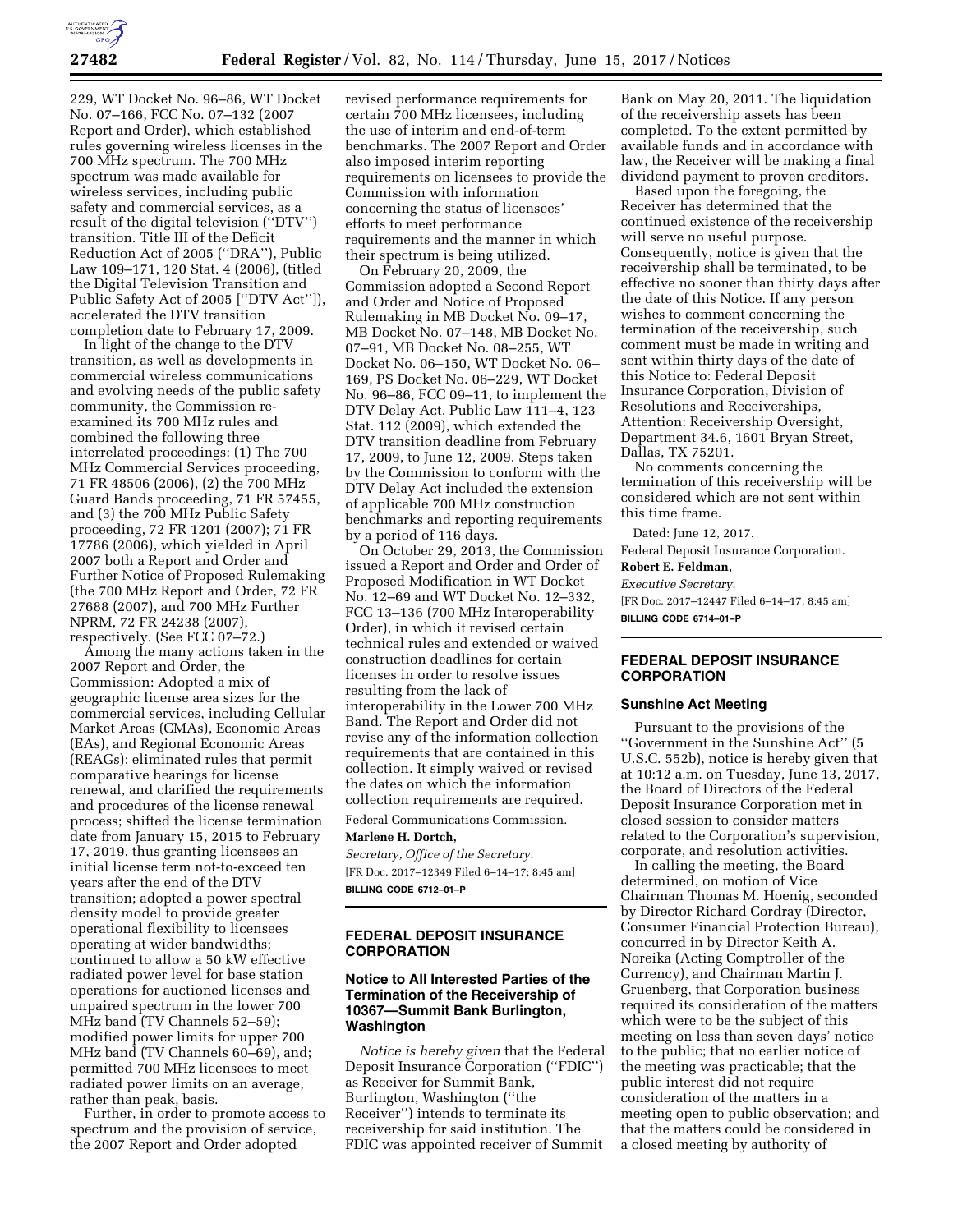229, WT Docket No. 96–86, WT Docket No. 07–166, FCC No. 07–132 (2007 Report and Order), which established rules governing wireless licenses in the 700 MHz spectrum. The 700 MHz spectrum was made available for wireless services, including public safety and commercial services, as a result of the digital television (''DTV'') transition. Title III of the Deficit Reduction Act of 2005 (''DRA''), Public Law 109–171, 120 Stat. 4 (2006), (titled the Digital Television Transition and Public Safety Act of 2005 [''DTV Act'']), accelerated the DTV transition completion date to February 17, 2009.

In light of the change to the DTV transition, as well as developments in commercial wireless communications and evolving needs of the public safety community, the Commission re-examined its 700 MHz rules and combined the following three interrelated proceedings: (1) The 700 MHz Commercial Services proceeding, 71 FR 48506 (2006), (2) the 700 MHz Guard Bands proceeding, 71 FR 57455, and (3) the 700 MHz Public Safety proceeding, 72 FR 1201 (2007); 71 FR 17786 (2006), which yielded in April 2007 both a Report and Order and Further Notice of Proposed Rulemaking (the 700 MHz Report and Order, 72 FR 27688 (2007), and 700 MHz Further NPRM, 72 FR 24238 (2007), respectively. (See FCC 07–72.)

Among the many actions taken in the 2007 Report and Order, the Commission: Adopted a mix of geographic license area sizes for the commercial services, including Cellular Market Areas (CMAs), Economic Areas (EAs), and Regional Economic Areas (REAGs); eliminated rules that permit comparative hearings for license renewal, and clarified the requirements and procedures of the license renewal process; shifted the license termination date from January 15, 2015 to February 17, 2019, thus granting licensees an initial license term not-to-exceed ten years after the end of the DTV transition; adopted a power spectral density model to provide greater operational flexibility to licensees operating at wider bandwidths; continued to allow a 50 kW effective radiated power level for base station operations for auctioned licenses and unpaired spectrum in the lower 700 MHz band (TV Channels 52–59); modified power limits for upper 700 MHz band (TV Channels 60–69), and; permitted 700 MHz licensees to meet radiated power limits on an average, rather than peak, basis.

Further, in order to promote access to spectrum and the provision of service, the 2007 Report and Order adopted revised performance requirements for certain 700 MHz licensees, including the use of interim and end-of-term benchmarks. The 2007 Report and Order also imposed interim reporting requirements on licensees to provide the Commission with information concerning the status of licensees' efforts to meet performance requirements and the manner in which their spectrum is being utilized.

On February 20, 2009, the Commission adopted a Second Report and Order and Notice of Proposed Rulemaking in MB Docket No. 09–17, MB Docket No. 07–148, MB Docket No. 07–91, MB Docket No. 08–255, WT Docket No. 06–150, WT Docket No. 06–169, PS Docket No. 06–229, WT Docket No. 96–86, FCC 09–11, to implement the DTV Delay Act, Public Law 111–4, 123 Stat. 112 (2009), which extended the DTV transition deadline from February 17, 2009, to June 12, 2009. Steps taken by the Commission to conform with the DTV Delay Act included the extension of applicable 700 MHz construction benchmarks and reporting requirements by a period of 116 days.

On October 29, 2013, the Commission issued a Report and Order and Order of Proposed Modification in WT Docket No. 12–69 and WT Docket No. 12–332, FCC 13–136 (700 MHz Interoperability Order), in which it revised certain technical rules and extended or waived construction deadlines for certain licenses in order to resolve issues resulting from the lack of interoperability in the Lower 700 MHz Band. The Report and Order did not revise any of the information collection requirements that are contained in this collection. It simply waived or revised the dates on which the information collection requirements are required.

Federal Communications Commission.

**Marlene H. Dortch,**

*Secretary, Office of the Secretary.*

[FR Doc. 2017–12349 Filed 6–14–17; 8:45 am]

**BILLING CODE 6712–01–P**

---

## FEDERAL DEPOSIT INSURANCE CORPORATION

### Notice to All Interested Parties of the Termination of the Receivership of 10367—Summit Bank Burlington, Washington

*Notice is hereby given* that the Federal Deposit Insurance Corporation (''FDIC'') as Receiver for Summit Bank, Burlington, Washington (''the Receiver'') intends to terminate its receivership for said institution. The FDIC was appointed receiver of Summit Bank on May 20, 2011. The liquidation of the receivership assets has been completed. To the extent permitted by available funds and in accordance with law, the Receiver will be making a final dividend payment to proven creditors.

Based upon the foregoing, the Receiver has determined that the continued existence of the receivership will serve no useful purpose. Consequently, notice is given that the receivership shall be terminated, to be effective no sooner than thirty days after the date of this Notice. If any person wishes to comment concerning the termination of the receivership, such comment must be made in writing and sent within thirty days of the date of this Notice to: Federal Deposit Insurance Corporation, Division of Resolutions and Receiverships, Attention: Receivership Oversight, Department 34.6, 1601 Bryan Street, Dallas, TX 75201.

No comments concerning the termination of this receivership will be considered which are not sent within this time frame.

Dated: June 12, 2017.

Federal Deposit Insurance Corporation.

**Robert E. Feldman,**

*Executive Secretary.*

[FR Doc. 2017–12447 Filed 6–14–17; 8:45 am]

**BILLING CODE 6714–01–P**

---

## FEDERAL DEPOSIT INSURANCE CORPORATION

### Sunshine Act Meeting

Pursuant to the provisions of the ''Government in the Sunshine Act'' (5 U.S.C. 552b), notice is hereby given that at 10:12 a.m. on Tuesday, June 13, 2017, the Board of Directors of the Federal Deposit Insurance Corporation met in closed session to consider matters related to the Corporation's supervision, corporate, and resolution activities.

In calling the meeting, the Board determined, on motion of Vice Chairman Thomas M. Hoenig, seconded by Director Richard Cordray (Director, Consumer Financial Protection Bureau), concurred in by Director Keith A. Noreika (Acting Comptroller of the Currency), and Chairman Martin J. Gruenberg, that Corporation business required its consideration of the matters which were to be the subject of this meeting on less than seven days' notice to the public; that no earlier notice of the meeting was practicable; that the public interest did not require consideration of the matters in a meeting open to public observation; and that the matters could be considered in a closed meeting by authority of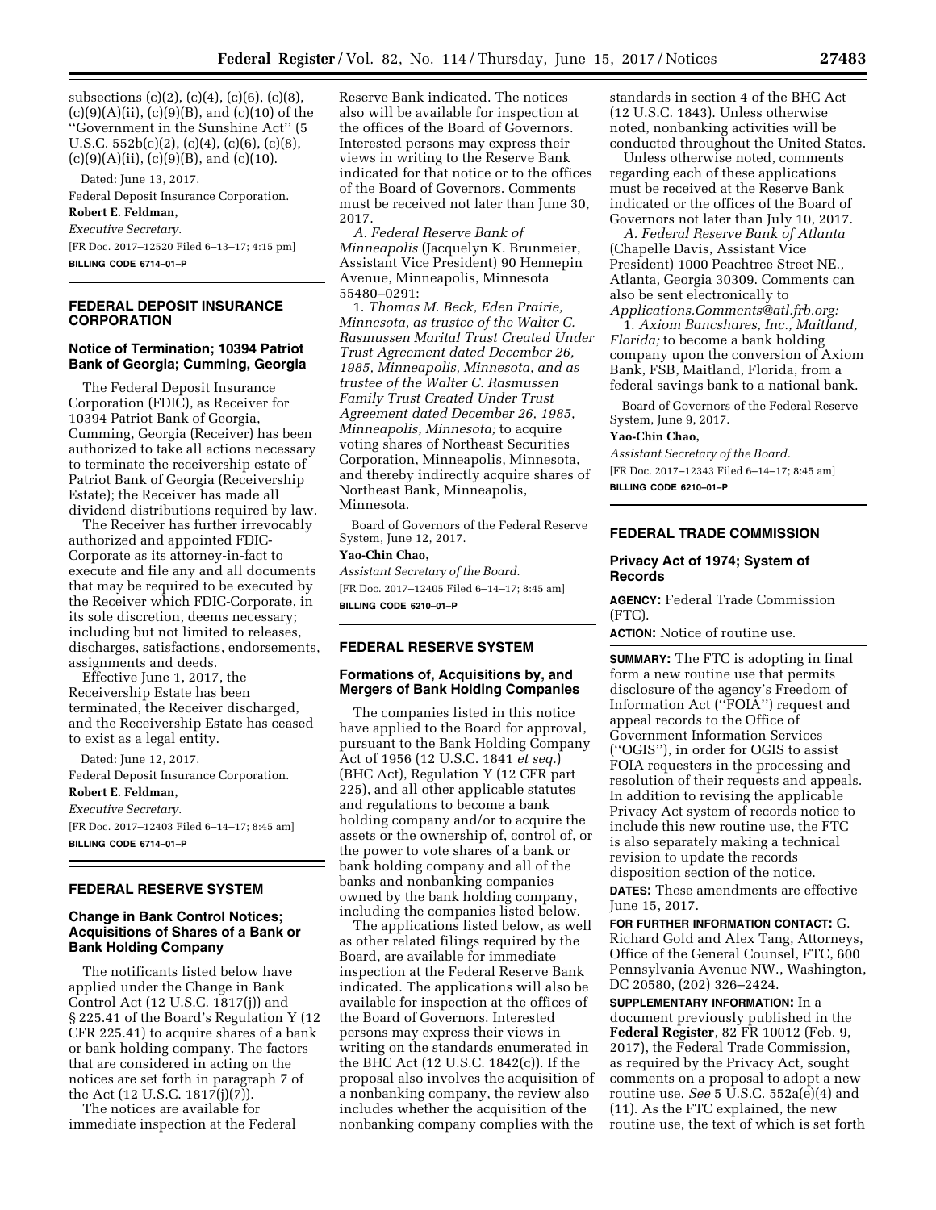subsections (c)(2), (c)(4), (c)(6), (c)(8), (c)(9)(A)(ii), (c)(9)(B), and (c)(10) of the ''Government in the Sunshine Act'' (5 U.S.C. 552b(c)(2), (c)(4), (c)(6), (c)(8), (c)(9)(A)(ii), (c)(9)(B), and (c)(10).

Dated: June 13, 2017.

Federal Deposit Insurance Corporation.

**Robert E. Feldman,**

*Executive Secretary.*

[FR Doc. 2017–12520 Filed 6–13–17; 4:15 pm]

**BILLING CODE 6714–01–P**

## FEDERAL DEPOSIT INSURANCE CORPORATION

### Notice of Termination; 10394 Patriot Bank of Georgia; Cumming, Georgia

The Federal Deposit Insurance Corporation (FDIC), as Receiver for 10394 Patriot Bank of Georgia, Cumming, Georgia (Receiver) has been authorized to take all actions necessary to terminate the receivership estate of Patriot Bank of Georgia (Receivership Estate); the Receiver has made all dividend distributions required by law.

The Receiver has further irrevocably authorized and appointed FDIC-Corporate as its attorney-in-fact to execute and file any and all documents that may be required to be executed by the Receiver which FDIC-Corporate, in its sole discretion, deems necessary; including but not limited to releases, discharges, satisfactions, endorsements, assignments and deeds.

Effective June 1, 2017, the Receivership Estate has been terminated, the Receiver discharged, and the Receivership Estate has ceased to exist as a legal entity.

Dated: June 12, 2017.

Federal Deposit Insurance Corporation.

**Robert E. Feldman,**

*Executive Secretary.*

[FR Doc. 2017–12403 Filed 6–14–17; 8:45 am]

**BILLING CODE 6714–01–P**

## FEDERAL RESERVE SYSTEM

### Change in Bank Control Notices; Acquisitions of Shares of a Bank or Bank Holding Company

The notificants listed below have applied under the Change in Bank Control Act (12 U.S.C. 1817(j)) and § 225.41 of the Board's Regulation Y (12 CFR 225.41) to acquire shares of a bank or bank holding company. The factors that are considered in acting on the notices are set forth in paragraph 7 of the Act (12 U.S.C. 1817(j)(7)).

The notices are available for immediate inspection at the Federal Reserve Bank indicated. The notices also will be available for inspection at the offices of the Board of Governors. Interested persons may express their views in writing to the Reserve Bank indicated for that notice or to the offices of the Board of Governors. Comments must be received not later than June 30, 2017.

*A. Federal Reserve Bank of Minneapolis* (Jacquelyn K. Brunmeier, Assistant Vice President) 90 Hennepin Avenue, Minneapolis, Minnesota 55480–0291:

1. *Thomas M. Beck, Eden Prairie, Minnesota, as trustee of the Walter C. Rasmussen Marital Trust Created Under Trust Agreement dated December 26, 1985, Minneapolis, Minnesota, and as trustee of the Walter C. Rasmussen Family Trust Created Under Trust Agreement dated December 26, 1985, Minneapolis, Minnesota;* to acquire voting shares of Northeast Securities Corporation, Minneapolis, Minnesota, and thereby indirectly acquire shares of Northeast Bank, Minneapolis, Minnesota.

Board of Governors of the Federal Reserve System, June 12, 2017.

**Yao-Chin Chao,**

*Assistant Secretary of the Board.*

[FR Doc. 2017–12405 Filed 6–14–17; 8:45 am]

**BILLING CODE 6210–01–P**

## FEDERAL RESERVE SYSTEM

### Formations of, Acquisitions by, and Mergers of Bank Holding Companies

The companies listed in this notice have applied to the Board for approval, pursuant to the Bank Holding Company Act of 1956 (12 U.S.C. 1841 *et seq.*) (BHC Act), Regulation Y (12 CFR part 225), and all other applicable statutes and regulations to become a bank holding company and/or to acquire the assets or the ownership of, control of, or the power to vote shares of a bank or bank holding company and all of the banks and nonbanking companies owned by the bank holding company, including the companies listed below.

The applications listed below, as well as other related filings required by the Board, are available for immediate inspection at the Federal Reserve Bank indicated. The applications will also be available for inspection at the offices of the Board of Governors. Interested persons may express their views in writing on the standards enumerated in the BHC Act (12 U.S.C. 1842(c)). If the proposal also involves the acquisition of a nonbanking company, the review also includes whether the acquisition of the nonbanking company complies with the standards in section 4 of the BHC Act (12 U.S.C. 1843). Unless otherwise noted, nonbanking activities will be conducted throughout the United States.

Unless otherwise noted, comments regarding each of these applications must be received at the Reserve Bank indicated or the offices of the Board of Governors not later than July 10, 2017.

*A. Federal Reserve Bank of Atlanta* (Chapelle Davis, Assistant Vice President) 1000 Peachtree Street NE., Atlanta, Georgia 30309. Comments can also be sent electronically to *Applications.Comments@atl.frb.org:*

1. *Axiom Bancshares, Inc., Maitland, Florida;* to become a bank holding company upon the conversion of Axiom Bank, FSB, Maitland, Florida, from a federal savings bank to a national bank.

Board of Governors of the Federal Reserve System, June 9, 2017.

**Yao-Chin Chao,**

*Assistant Secretary of the Board.*

[FR Doc. 2017–12343 Filed 6–14–17; 8:45 am]

**BILLING CODE 6210–01–P**

## FEDERAL TRADE COMMISSION

### Privacy Act of 1974; System of Records

**AGENCY:** Federal Trade Commission (FTC).

**ACTION:** Notice of routine use.

**SUMMARY:** The FTC is adopting in final form a new routine use that permits disclosure of the agency's Freedom of Information Act (''FOIA'') request and appeal records to the Office of Government Information Services (''OGIS''), in order for OGIS to assist FOIA requesters in the processing and resolution of their requests and appeals. In addition to revising the applicable Privacy Act system of records notice to include this new routine use, the FTC is also separately making a technical revision to update the records disposition section of the notice.

**DATES:** These amendments are effective June 15, 2017.

**FOR FURTHER INFORMATION CONTACT:** G. Richard Gold and Alex Tang, Attorneys, Office of the General Counsel, FTC, 600 Pennsylvania Avenue NW., Washington, DC 20580, (202) 326–2424.

**SUPPLEMENTARY INFORMATION:** In a document previously published in the **Federal Register**, 82 FR 10012 (Feb. 9, 2017), the Federal Trade Commission, as required by the Privacy Act, sought comments on a proposal to adopt a new routine use. *See* 5 U.S.C. 552a(e)(4) and (11). As the FTC explained, the new routine use, the text of which is set forth